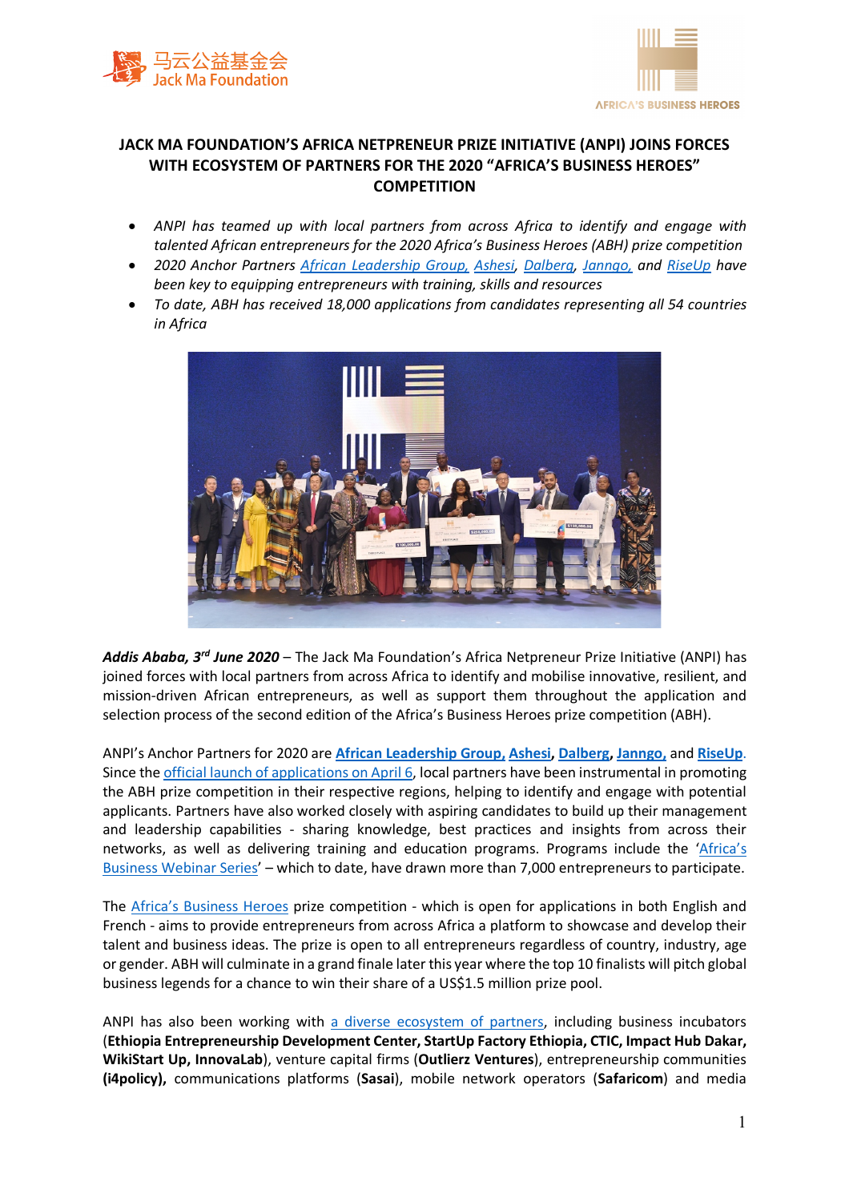# JACK MA FOUNDATION'S AFRICA NETPRENEUR PRIZE INITIATIVE (ANPI) JOINS FORCES WITH ECOSYSTEM OF PARTNERS FOR THE 2020 "AFRICA'S BUSINESS HEROES" COMPETITION

- *ANPI has teamed up with local partners from across Africa to identify and engage with talented African entrepreneurs for the 2020 Africa's Business Heroes (ABH) prize competition*
- *2020 Anchor Partners African Leadership Group, Ashesi, Dalberg, Janngo, and RiseUp have been key to equipping entrepreneurs with training, skills and resources*
- *To date, ABH has received 18,000 applications from candidates representing all 54 countries in Africa*

***Addis Ababa, 3rd June 2020*** – The Jack Ma Foundation's Africa Netpreneur Prize Initiative (ANPI) has joined forces with local partners from across Africa to identify and mobilise innovative, resilient, and mission-driven African entrepreneurs, as well as support them throughout the application and selection process of the second edition of the Africa's Business Heroes prize competition (ABH).

ANPI's Anchor Partners for 2020 are **African Leadership Group, Ashesi, Dalberg, Janngo,** and **RiseUp**. Since the official launch of applications on April 6, local partners have been instrumental in promoting the ABH prize competition in their respective regions, helping to identify and engage with potential applicants. Partners have also worked closely with aspiring candidates to build up their management and leadership capabilities - sharing knowledge, best practices and insights from across their networks, as well as delivering training and education programs. Programs include the 'Africa's Business Webinar Series' – which to date, have drawn more than 7,000 entrepreneurs to participate.

The Africa's Business Heroes prize competition - which is open for applications in both English and French - aims to provide entrepreneurs from across Africa a platform to showcase and develop their talent and business ideas. The prize is open to all entrepreneurs regardless of country, industry, age or gender. ABH will culminate in a grand finale later this year where the top 10 finalists will pitch global business legends for a chance to win their share of a US$1.5 million prize pool.

ANPI has also been working with a diverse ecosystem of partners, including business incubators (**Ethiopia Entrepreneurship Development Center, StartUp Factory Ethiopia, CTIC, Impact Hub Dakar, WikiStart Up, InnovaLab**), venture capital firms (**Outlierz Ventures**), entrepreneurship communities **(i4policy),** communications platforms (**Sasai**), mobile network operators (**Safaricom**) and media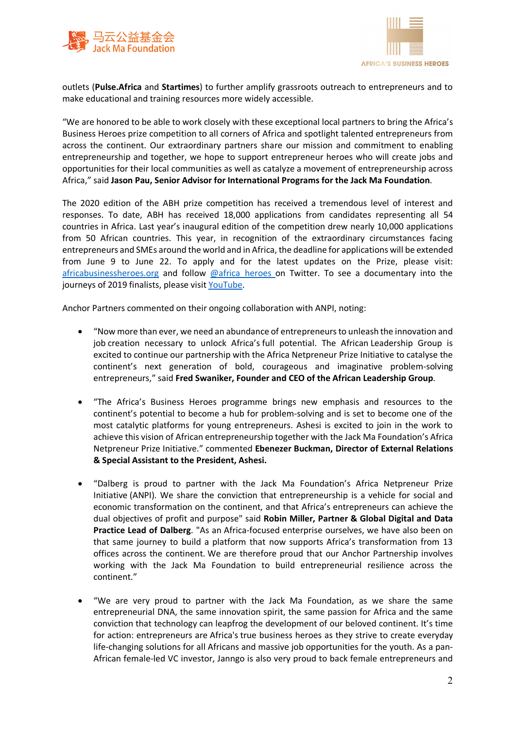outlets (**Pulse.Africa** and **Startimes**) to further amplify grassroots outreach to entrepreneurs and to make educational and training resources more widely accessible.

"We are honored to be able to work closely with these exceptional local partners to bring the Africa's Business Heroes prize competition to all corners of Africa and spotlight talented entrepreneurs from across the continent. Our extraordinary partners share our mission and commitment to enabling entrepreneurship and together, we hope to support entrepreneur heroes who will create jobs and opportunities for their local communities as well as catalyze a movement of entrepreneurship across Africa," said **Jason Pau, Senior Advisor for International Programs for the Jack Ma Foundation**.

The 2020 edition of the ABH prize competition has received a tremendous level of interest and responses. To date, ABH has received 18,000 applications from candidates representing all 54 countries in Africa. Last year's inaugural edition of the competition drew nearly 10,000 applications from 50 African countries. This year, in recognition of the extraordinary circumstances facing entrepreneurs and SMEs around the world and in Africa, the deadline for applications will be extended from June 9 to June 22. To apply and for the latest updates on the Prize, please visit: [africabusinessheroes.org](africabusinessheroes.org) and follow [@africa_heroes](@africa_heroes) on Twitter. To see a documentary into the journeys of 2019 finalists, please visit [YouTube](YouTube).

Anchor Partners commented on their ongoing collaboration with ANPI, noting:

- "Now more than ever, we need an abundance of entrepreneurs to unleash the innovation and job creation necessary to unlock Africa's full potential. The African Leadership Group is excited to continue our partnership with the Africa Netpreneur Prize Initiative to catalyse the continent's next generation of bold, courageous and imaginative problem-solving entrepreneurs," said **Fred Swaniker, Founder and CEO of the African Leadership Group**.

- "The Africa's Business Heroes programme brings new emphasis and resources to the continent's potential to become a hub for problem-solving and is set to become one of the most catalytic platforms for young entrepreneurs. Ashesi is excited to join in the work to achieve this vision of African entrepreneurship together with the Jack Ma Foundation's Africa Netpreneur Prize Initiative." commented **Ebenezer Buckman, Director of External Relations & Special Assistant to the President, Ashesi.**

- "Dalberg is proud to partner with the Jack Ma Foundation's Africa Netpreneur Prize Initiative (ANPI). We share the conviction that entrepreneurship is a vehicle for social and economic transformation on the continent, and that Africa's entrepreneurs can achieve the dual objectives of profit and purpose" said **Robin Miller, Partner & Global Digital and Data Practice Lead of Dalberg**. "As an Africa-focused enterprise ourselves, we have also been on that same journey to build a platform that now supports Africa's transformation from 13 offices across the continent. We are therefore proud that our Anchor Partnership involves working with the Jack Ma Foundation to build entrepreneurial resilience across the continent."

- "We are very proud to partner with the Jack Ma Foundation, as we share the same entrepreneurial DNA, the same innovation spirit, the same passion for Africa and the same conviction that technology can leapfrog the development of our beloved continent. It's time for action: entrepreneurs are Africa's true business heroes as they strive to create everyday life-changing solutions for all Africans and massive job opportunities for the youth. As a pan-African female-led VC investor, Janngo is also very proud to back female entrepreneurs and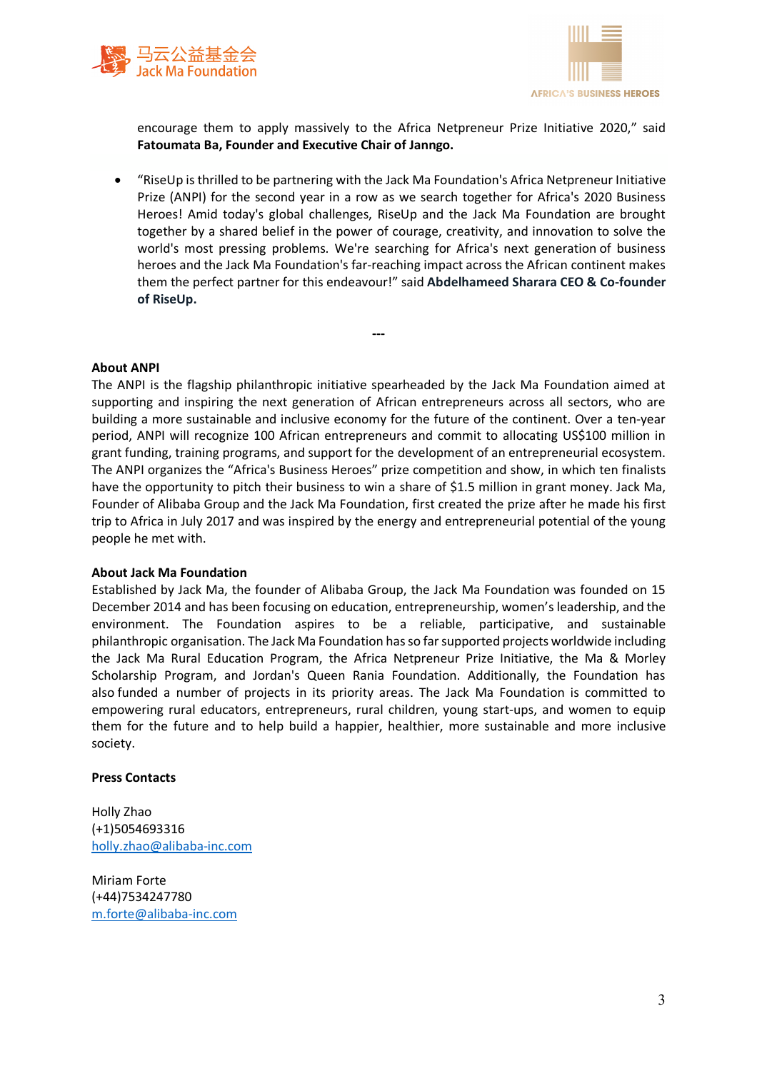encourage them to apply massively to the Africa Netpreneur Prize Initiative 2020," said **Fatoumata Ba, Founder and Executive Chair of Janngo.**

- "RiseUp is thrilled to be partnering with the Jack Ma Foundation's Africa Netpreneur Initiative Prize (ANPI) for the second year in a row as we search together for Africa's 2020 Business Heroes! Amid today's global challenges, RiseUp and the Jack Ma Foundation are brought together by a shared belief in the power of courage, creativity, and innovation to solve the world's most pressing problems. We're searching for Africa's next generation of business heroes and the Jack Ma Foundation's far-reaching impact across the African continent makes them the perfect partner for this endeavour!" said **Abdelhameed Sharara CEO & Co-founder of RiseUp.**

---

**About ANPI**

The ANPI is the flagship philanthropic initiative spearheaded by the Jack Ma Foundation aimed at supporting and inspiring the next generation of African entrepreneurs across all sectors, who are building a more sustainable and inclusive economy for the future of the continent. Over a ten-year period, ANPI will recognize 100 African entrepreneurs and commit to allocating US$100 million in grant funding, training programs, and support for the development of an entrepreneurial ecosystem. The ANPI organizes the "Africa's Business Heroes" prize competition and show, in which ten finalists have the opportunity to pitch their business to win a share of $1.5 million in grant money. Jack Ma, Founder of Alibaba Group and the Jack Ma Foundation, first created the prize after he made his first trip to Africa in July 2017 and was inspired by the energy and entrepreneurial potential of the young people he met with.

**About Jack Ma Foundation**

Established by Jack Ma, the founder of Alibaba Group, the Jack Ma Foundation was founded on 15 December 2014 and has been focusing on education, entrepreneurship, women's leadership, and the environment. The Foundation aspires to be a reliable, participative, and sustainable philanthropic organisation. The Jack Ma Foundation has so far supported projects worldwide including the Jack Ma Rural Education Program, the Africa Netpreneur Prize Initiative, the Ma & Morley Scholarship Program, and Jordan's Queen Rania Foundation. Additionally, the Foundation has also funded a number of projects in its priority areas. The Jack Ma Foundation is committed to empowering rural educators, entrepreneurs, rural children, young start-ups, and women to equip them for the future and to help build a happier, healthier, more sustainable and more inclusive society.

**Press Contacts**

Holly Zhao
(+1)5054693316
holly.zhao@alibaba-inc.com

Miriam Forte
(+44)7534247780
m.forte@alibaba-inc.com